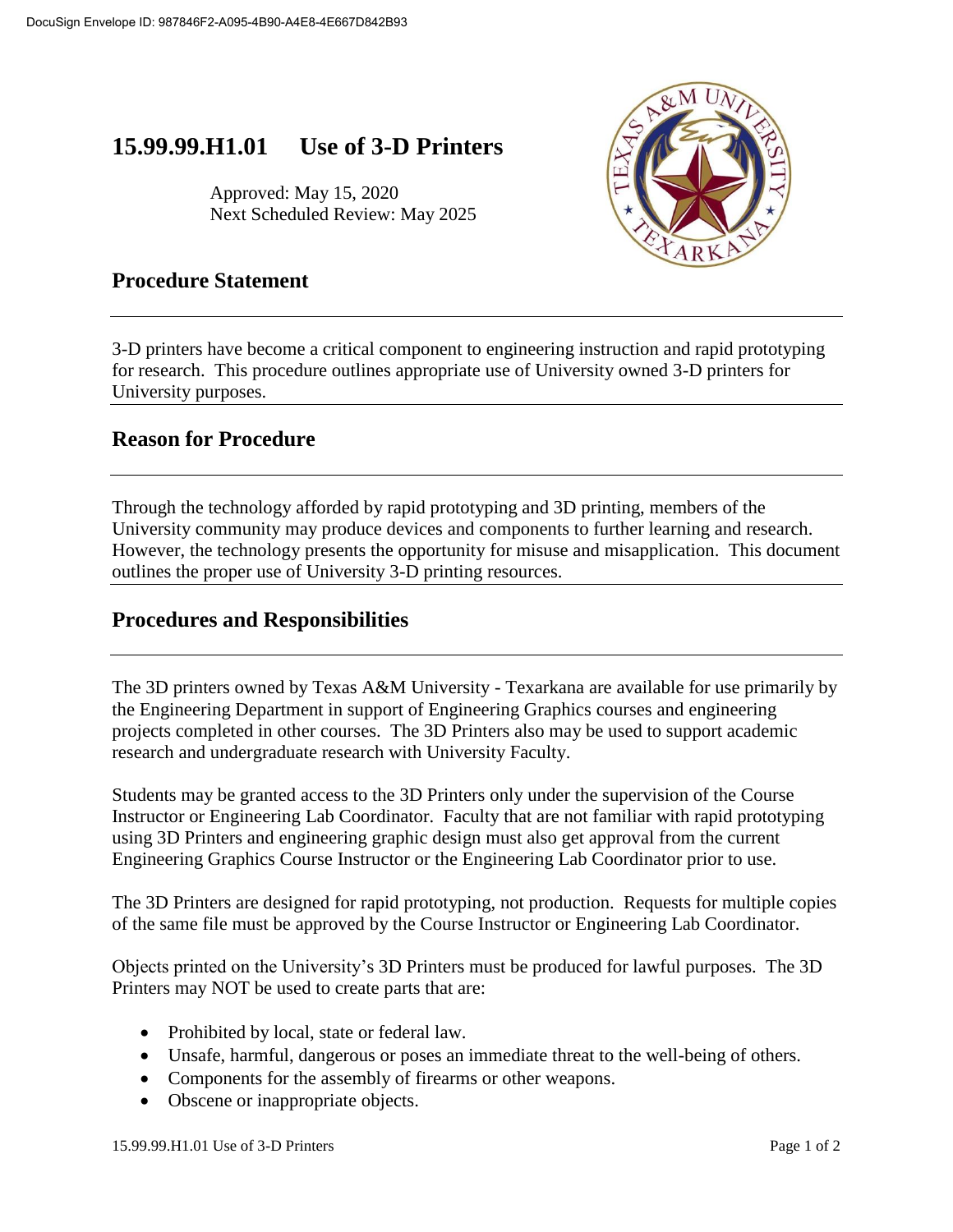DocuSign Envelope ID: 987846F2-A095-4B90-A4E8-4E667D842B93

# 15.99.99.H1.01 Use of 3-D Printers

Approved: May 15, 2020
Next Scheduled Review: May 2025

## Procedure Statement

3-D printers have become a critical component to engineering instruction and rapid prototyping for research. This procedure outlines appropriate use of University owned 3-D printers for University purposes.

## Reason for Procedure

Through the technology afforded by rapid prototyping and 3D printing, members of the University community may produce devices and components to further learning and research. However, the technology presents the opportunity for misuse and misapplication. This document outlines the proper use of University 3-D printing resources.

## Procedures and Responsibilities

The 3D printers owned by Texas A&M University - Texarkana are available for use primarily by the Engineering Department in support of Engineering Graphics courses and engineering projects completed in other courses. The 3D Printers also may be used to support academic research and undergraduate research with University Faculty.

Students may be granted access to the 3D Printers only under the supervision of the Course Instructor or Engineering Lab Coordinator. Faculty that are not familiar with rapid prototyping using 3D Printers and engineering graphic design must also get approval from the current Engineering Graphics Course Instructor or the Engineering Lab Coordinator prior to use.

The 3D Printers are designed for rapid prototyping, not production. Requests for multiple copies of the same file must be approved by the Course Instructor or Engineering Lab Coordinator.

Objects printed on the University's 3D Printers must be produced for lawful purposes. The 3D Printers may NOT be used to create parts that are:

- Prohibited by local, state or federal law.
- Unsafe, harmful, dangerous or poses an immediate threat to the well-being of others.
- Components for the assembly of firearms or other weapons.
- Obscene or inappropriate objects.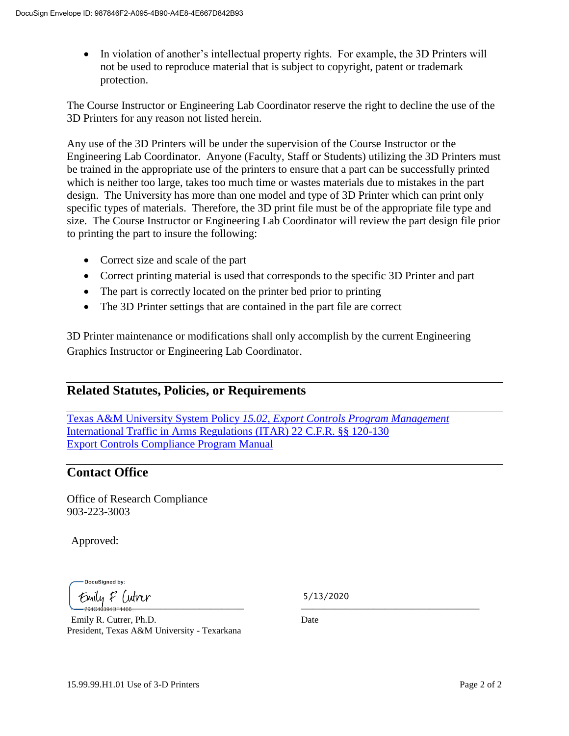- In violation of another's intellectual property rights. For example, the 3D Printers will not be used to reproduce material that is subject to copyright, patent or trademark protection.

The Course Instructor or Engineering Lab Coordinator reserve the right to decline the use of the 3D Printers for any reason not listed herein.

Any use of the 3D Printers will be under the supervision of the Course Instructor or the Engineering Lab Coordinator. Anyone (Faculty, Staff or Students) utilizing the 3D Printers must be trained in the appropriate use of the printers to ensure that a part can be successfully printed which is neither too large, takes too much time or wastes materials due to mistakes in the part design. The University has more than one model and type of 3D Printer which can print only specific types of materials. Therefore, the 3D print file must be of the appropriate file type and size. The Course Instructor or Engineering Lab Coordinator will review the part design file prior to printing the part to insure the following:

- Correct size and scale of the part
- Correct printing material is used that corresponds to the specific 3D Printer and part
- The part is correctly located on the printer bed prior to printing
- The 3D Printer settings that are contained in the part file are correct

3D Printer maintenance or modifications shall only accomplish by the current Engineering Graphics Instructor or Engineering Lab Coordinator.

## Related Statutes, Policies, or Requirements

Texas A&M University System Policy *15.02, Export Controls Program Management*
International Traffic in Arms Regulations (ITAR) 22 C.F.R. §§ 120-130
Export Controls Compliance Program Manual

## Contact Office

Office of Research Compliance
903-223-3003

Approved:

DocuSigned by:
Emily F Cutrer
294C46394BF1466

Emily R. Cutrer, Ph.D.
President, Texas A&M University - Texarkana

5/13/2020

Date